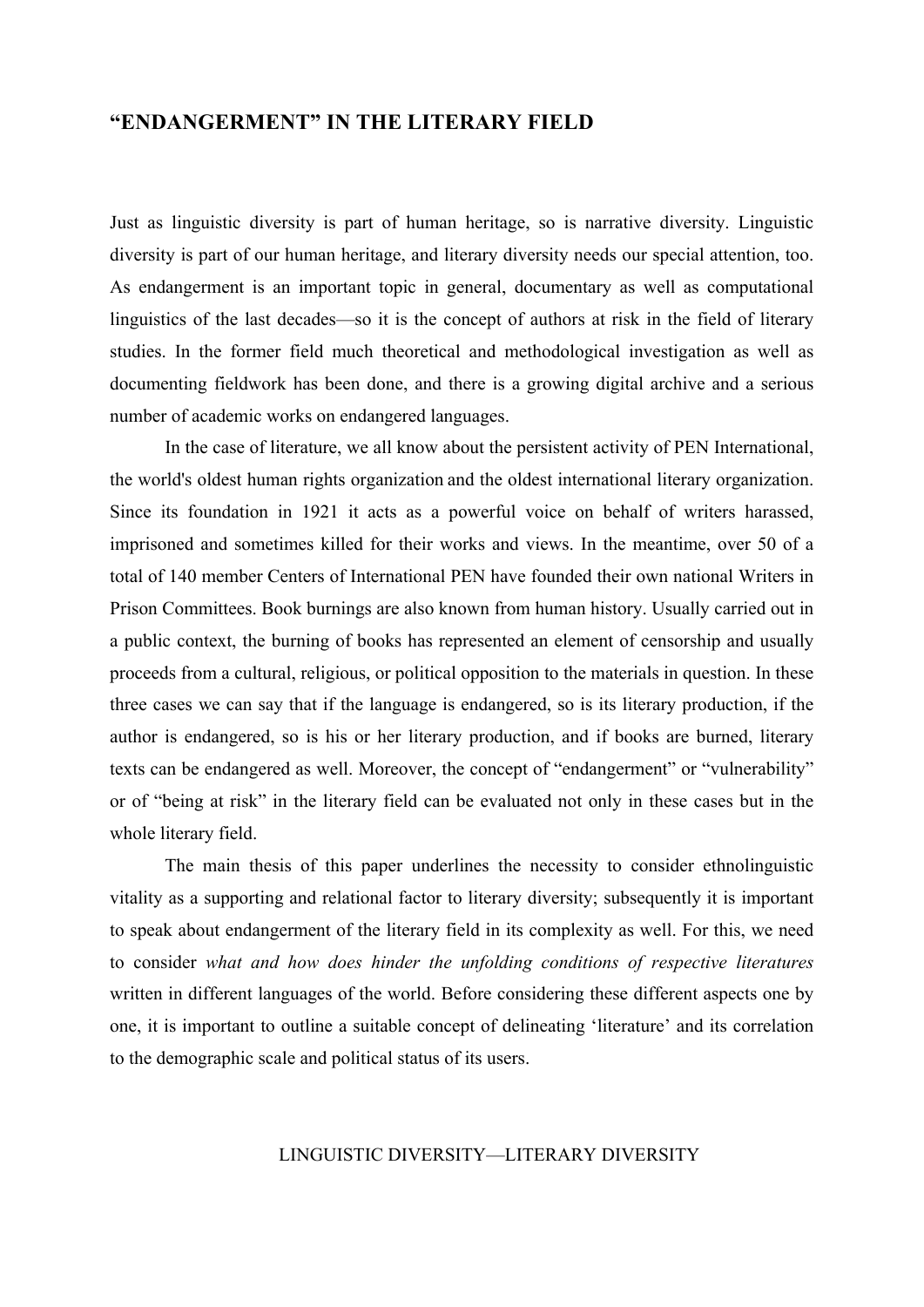# "ENDANGERMENT" IN THE LITERARY FIELD

Just as linguistic diversity is part of human heritage, so is narrative diversity. Linguistic diversity is part of our human heritage, and literary diversity needs our special attention, too. As endangerment is an important topic in general, documentary as well as computational linguistics of the last decades—so it is the concept of authors at risk in the field of literary studies. In the former field much theoretical and methodological investigation as well as documenting fieldwork has been done, and there is a growing digital archive and a serious number of academic works on endangered languages.

In the case of literature, we all know about the persistent activity of PEN International, the world's oldest human rights organization and the oldest international literary organization. Since its foundation in 1921 it acts as a powerful voice on behalf of writers harassed, imprisoned and sometimes killed for their works and views. In the meantime, over 50 of a total of 140 member Centers of International PEN have founded their own national Writers in Prison Committees. Book burnings are also known from human history. Usually carried out in a public context, the burning of books has represented an element of censorship and usually proceeds from a cultural, religious, or political opposition to the materials in question. In these three cases we can say that if the language is endangered, so is its literary production, if the author is endangered, so is his or her literary production, and if books are burned, literary texts can be endangered as well. Moreover, the concept of "endangerment" or "vulnerability" or of "being at risk" in the literary field can be evaluated not only in these cases but in the whole literary field.

The main thesis of this paper underlines the necessity to consider ethnolinguistic vitality as a supporting and relational factor to literary diversity; subsequently it is important to speak about endangerment of the literary field in its complexity as well. For this, we need to consider *what and how does hinder the unfolding conditions of respective literatures* written in different languages of the world. Before considering these different aspects one by one, it is important to outline a suitable concept of delineating 'literature' and its correlation to the demographic scale and political status of its users.

## LINGUISTIC DIVERSITY—LITERARY DIVERSITY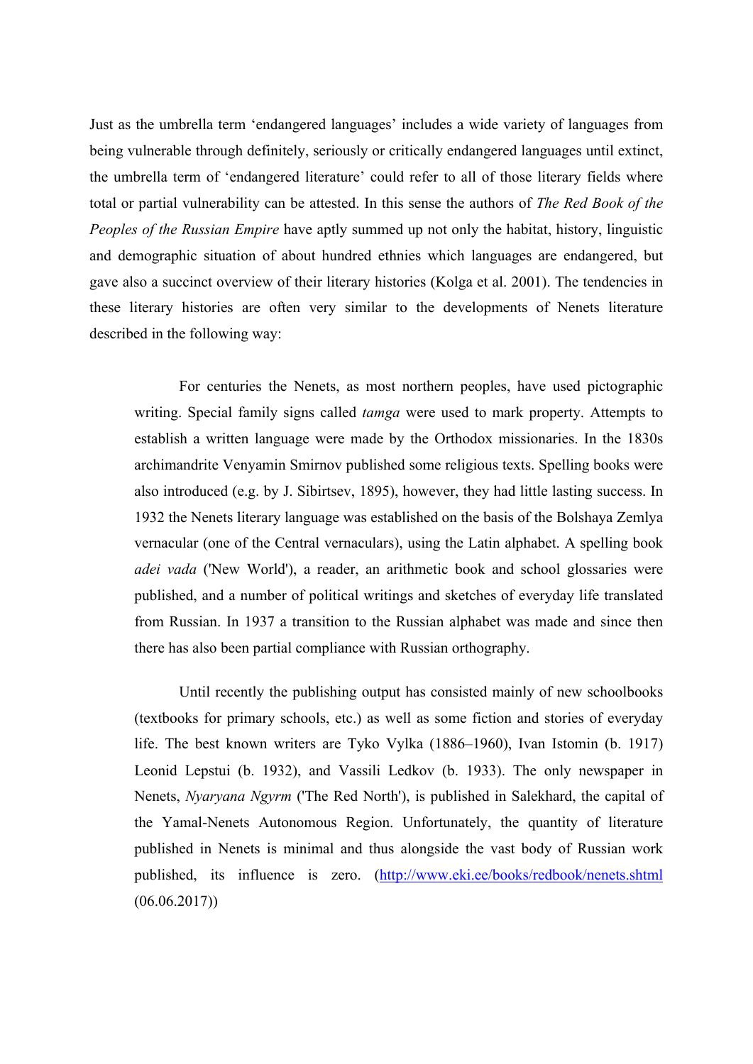Just as the umbrella term 'endangered languages' includes a wide variety of languages from being vulnerable through definitely, seriously or critically endangered languages until extinct, the umbrella term of 'endangered literature' could refer to all of those literary fields where total or partial vulnerability can be attested. In this sense the authors of *The Red Book of the Peoples of the Russian Empire* have aptly summed up not only the habitat, history, linguistic and demographic situation of about hundred ethnies which languages are endangered, but gave also a succinct overview of their literary histories (Kolga et al. 2001). The tendencies in these literary histories are often very similar to the developments of Nenets literature described in the following way:

> For centuries the Nenets, as most northern peoples, have used pictographic writing. Special family signs called *tamga* were used to mark property. Attempts to establish a written language were made by the Orthodox missionaries. In the 1830s archimandrite Venyamin Smirnov published some religious texts. Spelling books were also introduced (e.g. by J. Sibirtsev, 1895), however, they had little lasting success. In 1932 the Nenets literary language was established on the basis of the Bolshaya Zemlya vernacular (one of the Central vernaculars), using the Latin alphabet. A spelling book *adei vada* ('New World'), a reader, an arithmetic book and school glossaries were published, and a number of political writings and sketches of everyday life translated from Russian. In 1937 a transition to the Russian alphabet was made and since then there has also been partial compliance with Russian orthography.
>
> Until recently the publishing output has consisted mainly of new schoolbooks (textbooks for primary schools, etc.) as well as some fiction and stories of everyday life. The best known writers are Tyko Vylka (1886–1960), Ivan Istomin (b. 1917) Leonid Lepstui (b. 1932), and Vassili Ledkov (b. 1933). The only newspaper in Nenets, *Nyaryana Ngyrm* ('The Red North'), is published in Salekhard, the capital of the Yamal-Nenets Autonomous Region. Unfortunately, the quantity of literature published in Nenets is minimal and thus alongside the vast body of Russian work published, its influence is zero. (http://www.eki.ee/books/redbook/nenets.shtml (06.06.2017))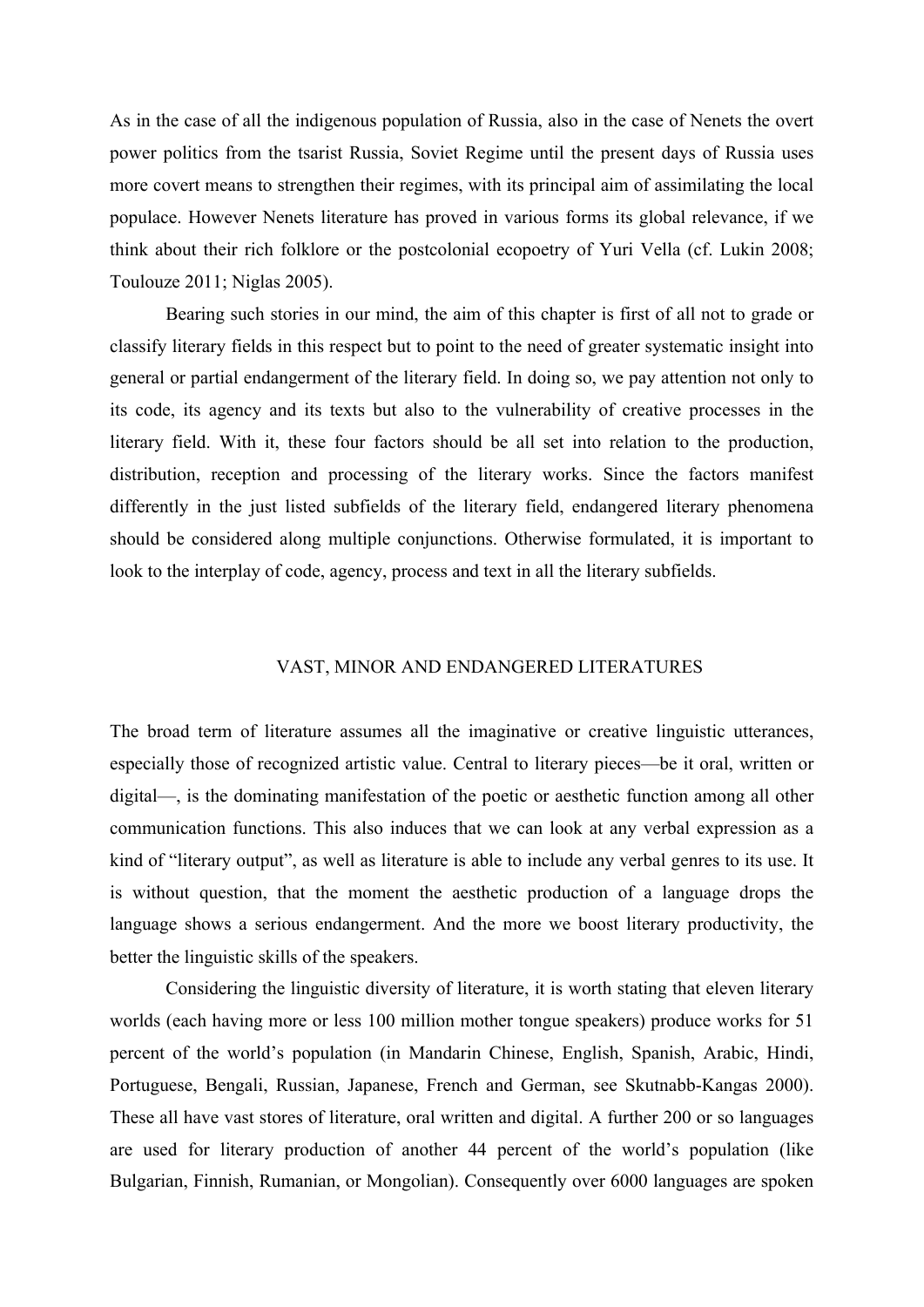As in the case of all the indigenous population of Russia, also in the case of Nenets the overt power politics from the tsarist Russia, Soviet Regime until the present days of Russia uses more covert means to strengthen their regimes, with its principal aim of assimilating the local populace. However Nenets literature has proved in various forms its global relevance, if we think about their rich folklore or the postcolonial ecopoetry of Yuri Vella (cf. Lukin 2008; Toulouze 2011; Niglas 2005).

Bearing such stories in our mind, the aim of this chapter is first of all not to grade or classify literary fields in this respect but to point to the need of greater systematic insight into general or partial endangerment of the literary field. In doing so, we pay attention not only to its code, its agency and its texts but also to the vulnerability of creative processes in the literary field. With it, these four factors should be all set into relation to the production, distribution, reception and processing of the literary works. Since the factors manifest differently in the just listed subfields of the literary field, endangered literary phenomena should be considered along multiple conjunctions. Otherwise formulated, it is important to look to the interplay of code, agency, process and text in all the literary subfields.

## VAST, MINOR AND ENDANGERED LITERATURES

The broad term of literature assumes all the imaginative or creative linguistic utterances, especially those of recognized artistic value. Central to literary pieces—be it oral, written or digital—, is the dominating manifestation of the poetic or aesthetic function among all other communication functions. This also induces that we can look at any verbal expression as a kind of "literary output", as well as literature is able to include any verbal genres to its use. It is without question, that the moment the aesthetic production of a language drops the language shows a serious endangerment. And the more we boost literary productivity, the better the linguistic skills of the speakers.

Considering the linguistic diversity of literature, it is worth stating that eleven literary worlds (each having more or less 100 million mother tongue speakers) produce works for 51 percent of the world's population (in Mandarin Chinese, English, Spanish, Arabic, Hindi, Portuguese, Bengali, Russian, Japanese, French and German, see Skutnabb-Kangas 2000). These all have vast stores of literature, oral written and digital. A further 200 or so languages are used for literary production of another 44 percent of the world's population (like Bulgarian, Finnish, Rumanian, or Mongolian). Consequently over 6000 languages are spoken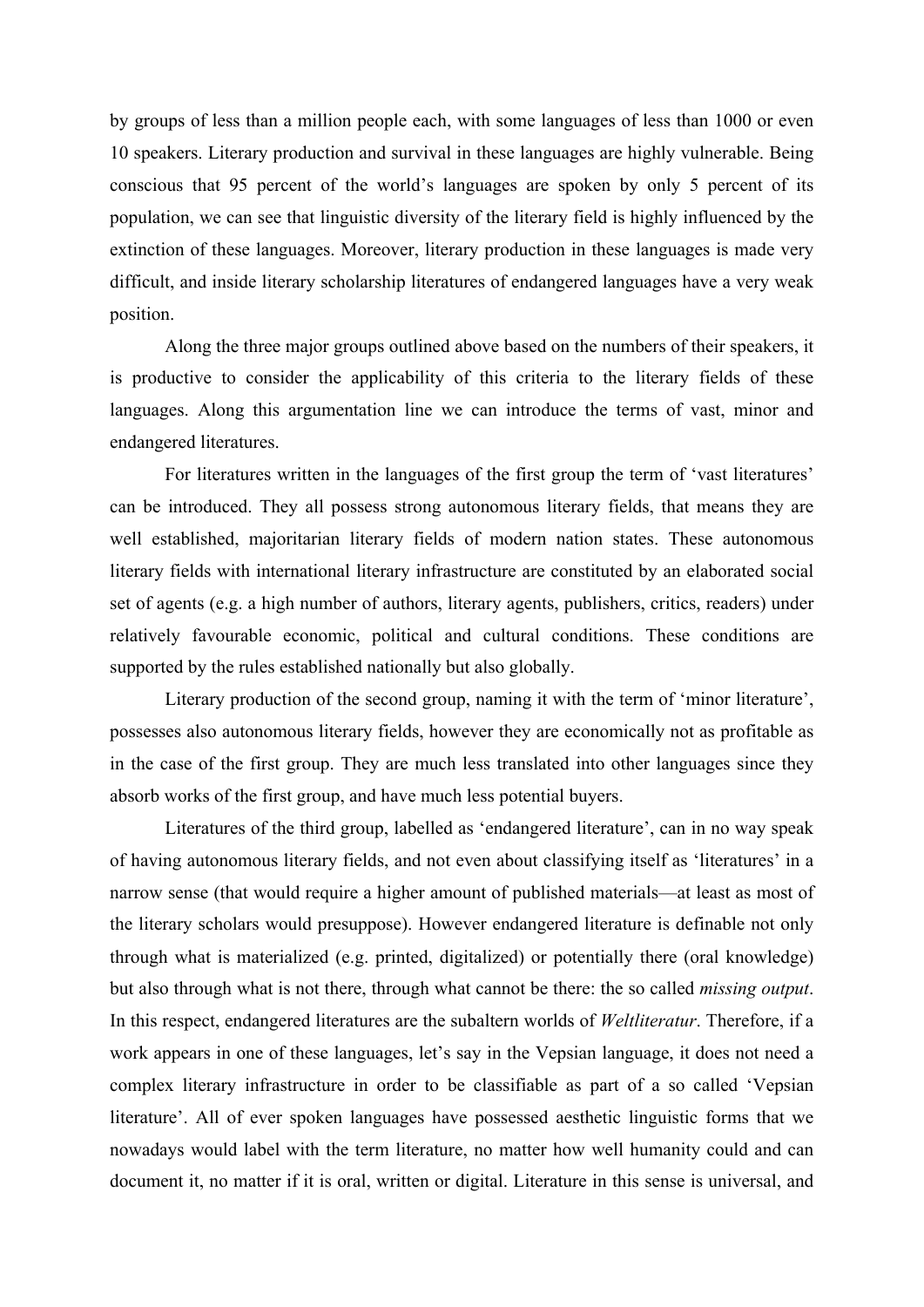by groups of less than a million people each, with some languages of less than 1000 or even 10 speakers. Literary production and survival in these languages are highly vulnerable. Being conscious that 95 percent of the world's languages are spoken by only 5 percent of its population, we can see that linguistic diversity of the literary field is highly influenced by the extinction of these languages. Moreover, literary production in these languages is made very difficult, and inside literary scholarship literatures of endangered languages have a very weak position.

Along the three major groups outlined above based on the numbers of their speakers, it is productive to consider the applicability of this criteria to the literary fields of these languages. Along this argumentation line we can introduce the terms of vast, minor and endangered literatures.

For literatures written in the languages of the first group the term of 'vast literatures' can be introduced. They all possess strong autonomous literary fields, that means they are well established, majoritarian literary fields of modern nation states. These autonomous literary fields with international literary infrastructure are constituted by an elaborated social set of agents (e.g. a high number of authors, literary agents, publishers, critics, readers) under relatively favourable economic, political and cultural conditions. These conditions are supported by the rules established nationally but also globally.

Literary production of the second group, naming it with the term of 'minor literature', possesses also autonomous literary fields, however they are economically not as profitable as in the case of the first group. They are much less translated into other languages since they absorb works of the first group, and have much less potential buyers.

Literatures of the third group, labelled as 'endangered literature', can in no way speak of having autonomous literary fields, and not even about classifying itself as 'literatures' in a narrow sense (that would require a higher amount of published materials—at least as most of the literary scholars would presuppose). However endangered literature is definable not only through what is materialized (e.g. printed, digitalized) or potentially there (oral knowledge) but also through what is not there, through what cannot be there: the so called *missing output*. In this respect, endangered literatures are the subaltern worlds of *Weltliteratur*. Therefore, if a work appears in one of these languages, let's say in the Vepsian language, it does not need a complex literary infrastructure in order to be classifiable as part of a so called 'Vepsian literature'. All of ever spoken languages have possessed aesthetic linguistic forms that we nowadays would label with the term literature, no matter how well humanity could and can document it, no matter if it is oral, written or digital. Literature in this sense is universal, and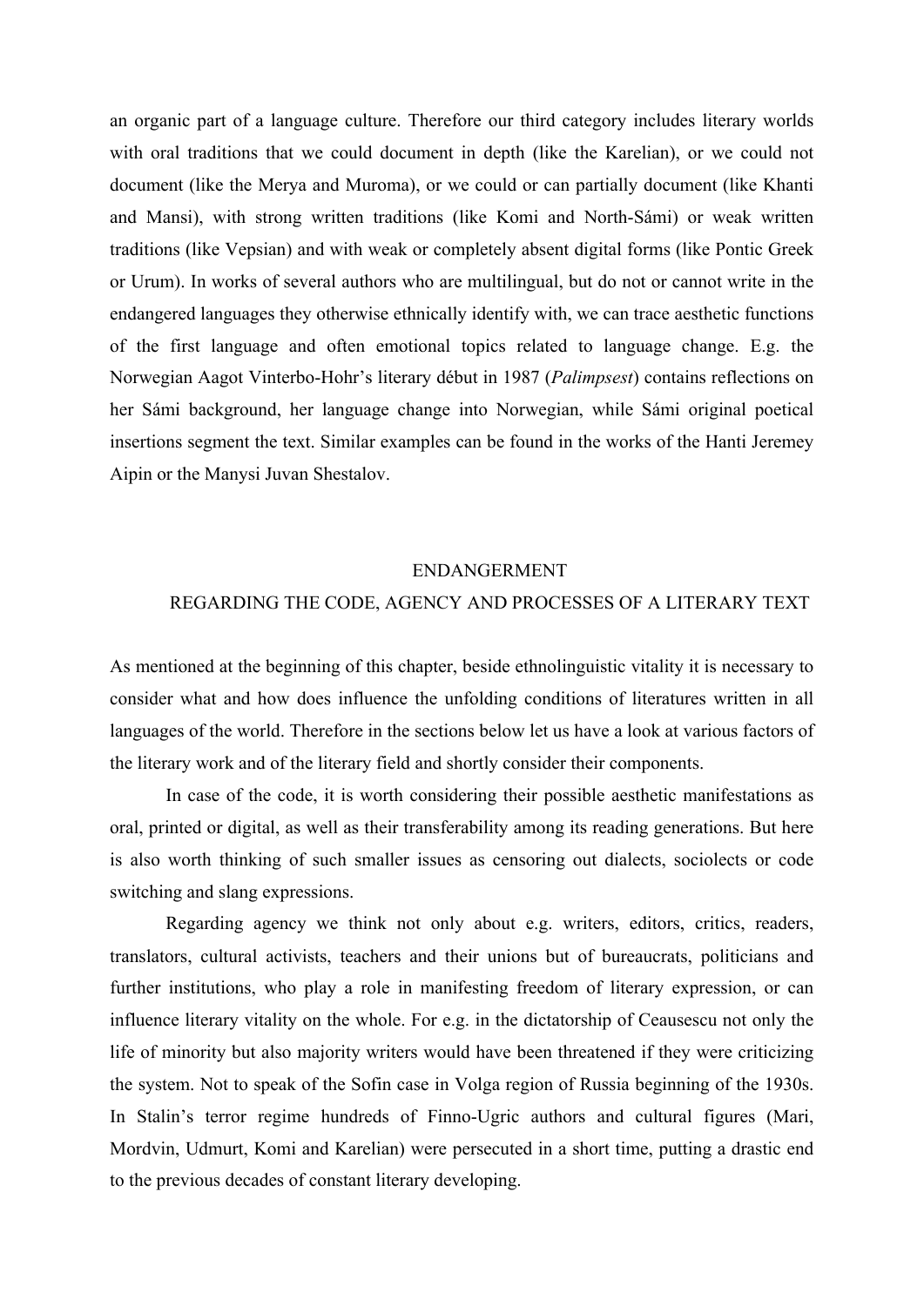an organic part of a language culture. Therefore our third category includes literary worlds with oral traditions that we could document in depth (like the Karelian), or we could not document (like the Merya and Muroma), or we could or can partially document (like Khanti and Mansi), with strong written traditions (like Komi and North-Sámi) or weak written traditions (like Vepsian) and with weak or completely absent digital forms (like Pontic Greek or Urum). In works of several authors who are multilingual, but do not or cannot write in the endangered languages they otherwise ethnically identify with, we can trace aesthetic functions of the first language and often emotional topics related to language change. E.g. the Norwegian Aagot Vinterbo-Hohr's literary début in 1987 (*Palimpsest*) contains reflections on her Sámi background, her language change into Norwegian, while Sámi original poetical insertions segment the text. Similar examples can be found in the works of the Hanti Jeremey Aipin or the Manysi Juvan Shestalov.

## ENDANGERMENT
## REGARDING THE CODE, AGENCY AND PROCESSES OF A LITERARY TEXT

As mentioned at the beginning of this chapter, beside ethnolinguistic vitality it is necessary to consider what and how does influence the unfolding conditions of literatures written in all languages of the world. Therefore in the sections below let us have a look at various factors of the literary work and of the literary field and shortly consider their components.

In case of the code, it is worth considering their possible aesthetic manifestations as oral, printed or digital, as well as their transferability among its reading generations. But here is also worth thinking of such smaller issues as censoring out dialects, sociolects or code switching and slang expressions.

Regarding agency we think not only about e.g. writers, editors, critics, readers, translators, cultural activists, teachers and their unions but of bureaucrats, politicians and further institutions, who play a role in manifesting freedom of literary expression, or can influence literary vitality on the whole. For e.g. in the dictatorship of Ceausescu not only the life of minority but also majority writers would have been threatened if they were criticizing the system. Not to speak of the Sofin case in Volga region of Russia beginning of the 1930s. In Stalin's terror regime hundreds of Finno-Ugric authors and cultural figures (Mari, Mordvin, Udmurt, Komi and Karelian) were persecuted in a short time, putting a drastic end to the previous decades of constant literary developing.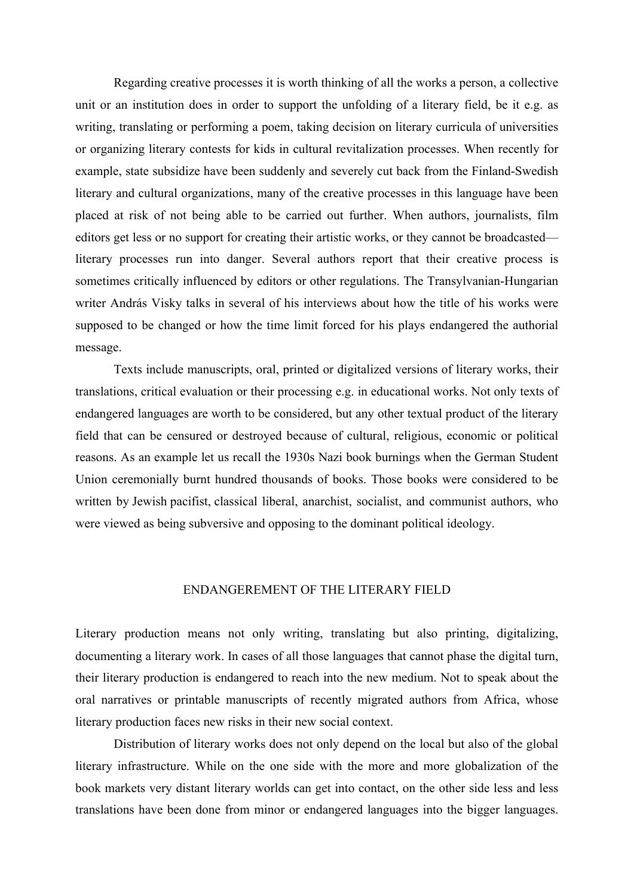Regarding creative processes it is worth thinking of all the works a person, a collective unit or an institution does in order to support the unfolding of a literary field, be it e.g. as writing, translating or performing a poem, taking decision on literary curricula of universities or organizing literary contests for kids in cultural revitalization processes. When recently for example, state subsidize have been suddenly and severely cut back from the Finland-Swedish literary and cultural organizations, many of the creative processes in this language have been placed at risk of not being able to be carried out further. When authors, journalists, film editors get less or no support for creating their artistic works, or they cannot be broadcasted—literary processes run into danger. Several authors report that their creative process is sometimes critically influenced by editors or other regulations. The Transylvanian-Hungarian writer András Visky talks in several of his interviews about how the title of his works were supposed to be changed or how the time limit forced for his plays endangered the authorial message.

Texts include manuscripts, oral, printed or digitalized versions of literary works, their translations, critical evaluation or their processing e.g. in educational works. Not only texts of endangered languages are worth to be considered, but any other textual product of the literary field that can be censured or destroyed because of cultural, religious, economic or political reasons. As an example let us recall the 1930s Nazi book burnings when the German Student Union ceremonially burnt hundred thousands of books. Those books were considered to be written by Jewish pacifist, classical liberal, anarchist, socialist, and communist authors, who were viewed as being subversive and opposing to the dominant political ideology.

## ENDANGEREMENT OF THE LITERARY FIELD

Literary production means not only writing, translating but also printing, digitalizing, documenting a literary work. In cases of all those languages that cannot phase the digital turn, their literary production is endangered to reach into the new medium. Not to speak about the oral narratives or printable manuscripts of recently migrated authors from Africa, whose literary production faces new risks in their new social context.

Distribution of literary works does not only depend on the local but also of the global literary infrastructure. While on the one side with the more and more globalization of the book markets very distant literary worlds can get into contact, on the other side less and less translations have been done from minor or endangered languages into the bigger languages.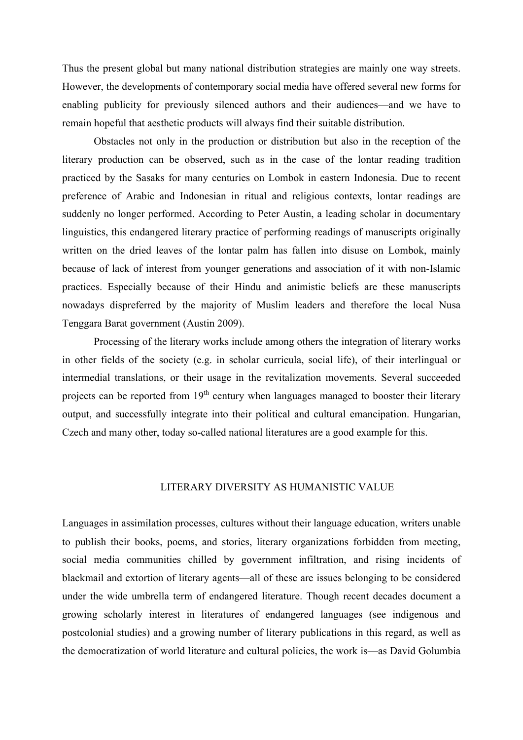Thus the present global but many national distribution strategies are mainly one way streets. However, the developments of contemporary social media have offered several new forms for enabling publicity for previously silenced authors and their audiences—and we have to remain hopeful that aesthetic products will always find their suitable distribution.

Obstacles not only in the production or distribution but also in the reception of the literary production can be observed, such as in the case of the lontar reading tradition practiced by the Sasaks for many centuries on Lombok in eastern Indonesia. Due to recent preference of Arabic and Indonesian in ritual and religious contexts, lontar readings are suddenly no longer performed. According to Peter Austin, a leading scholar in documentary linguistics, this endangered literary practice of performing readings of manuscripts originally written on the dried leaves of the lontar palm has fallen into disuse on Lombok, mainly because of lack of interest from younger generations and association of it with non-Islamic practices. Especially because of their Hindu and animistic beliefs are these manuscripts nowadays dispreferred by the majority of Muslim leaders and therefore the local Nusa Tenggara Barat government (Austin 2009).

Processing of the literary works include among others the integration of literary works in other fields of the society (e.g. in scholar curricula, social life), of their interlingual or intermedial translations, or their usage in the revitalization movements. Several succeeded projects can be reported from 19th century when languages managed to booster their literary output, and successfully integrate into their political and cultural emancipation. Hungarian, Czech and many other, today so-called national literatures are a good example for this.

## LITERARY DIVERSITY AS HUMANISTIC VALUE

Languages in assimilation processes, cultures without their language education, writers unable to publish their books, poems, and stories, literary organizations forbidden from meeting, social media communities chilled by government infiltration, and rising incidents of blackmail and extortion of literary agents—all of these are issues belonging to be considered under the wide umbrella term of endangered literature. Though recent decades document a growing scholarly interest in literatures of endangered languages (see indigenous and postcolonial studies) and a growing number of literary publications in this regard, as well as the democratization of world literature and cultural policies, the work is—as David Golumbia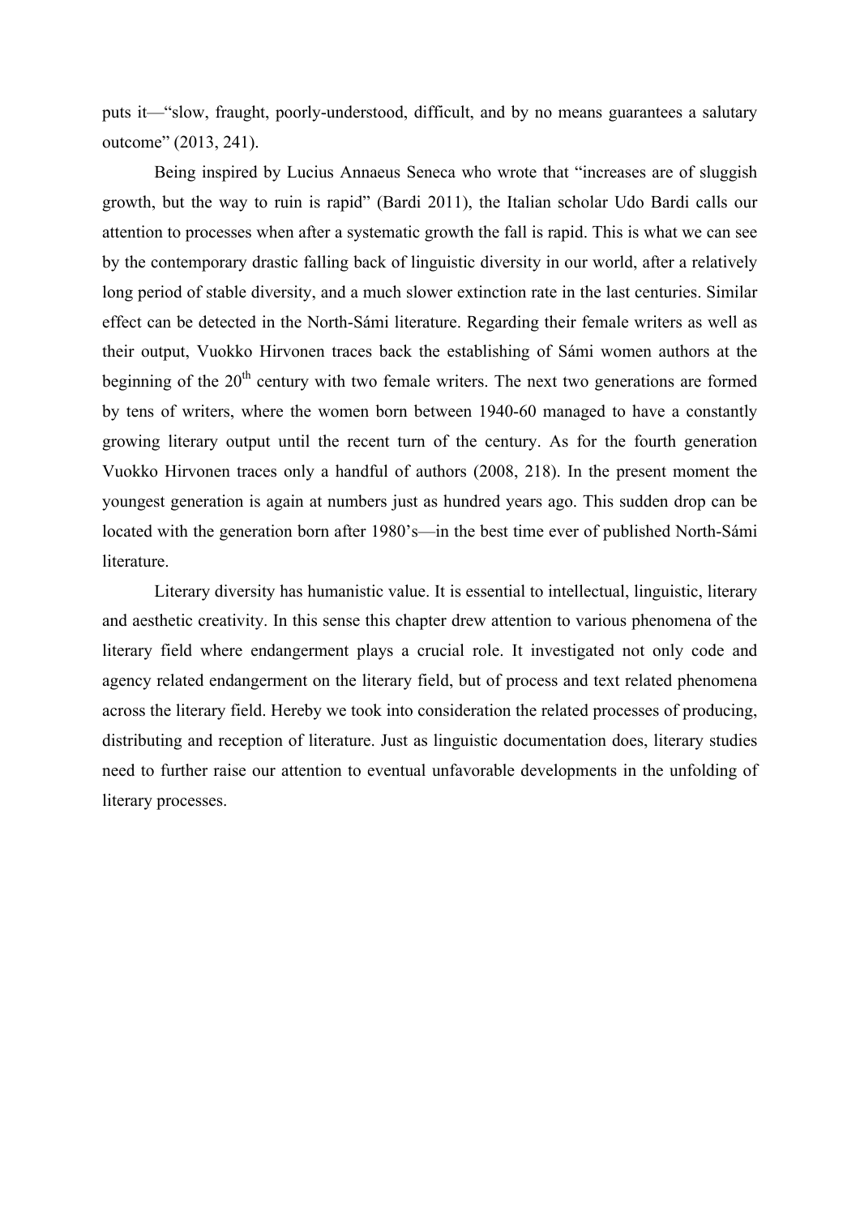puts it—"slow, fraught, poorly-understood, difficult, and by no means guarantees a salutary outcome" (2013, 241).

Being inspired by Lucius Annaeus Seneca who wrote that "increases are of sluggish growth, but the way to ruin is rapid" (Bardi 2011), the Italian scholar Udo Bardi calls our attention to processes when after a systematic growth the fall is rapid. This is what we can see by the contemporary drastic falling back of linguistic diversity in our world, after a relatively long period of stable diversity, and a much slower extinction rate in the last centuries. Similar effect can be detected in the North-Sámi literature. Regarding their female writers as well as their output, Vuokko Hirvonen traces back the establishing of Sámi women authors at the beginning of the 20th century with two female writers. The next two generations are formed by tens of writers, where the women born between 1940-60 managed to have a constantly growing literary output until the recent turn of the century. As for the fourth generation Vuokko Hirvonen traces only a handful of authors (2008, 218). In the present moment the youngest generation is again at numbers just as hundred years ago. This sudden drop can be located with the generation born after 1980's—in the best time ever of published North-Sámi literature.

Literary diversity has humanistic value. It is essential to intellectual, linguistic, literary and aesthetic creativity. In this sense this chapter drew attention to various phenomena of the literary field where endangerment plays a crucial role. It investigated not only code and agency related endangerment on the literary field, but of process and text related phenomena across the literary field. Hereby we took into consideration the related processes of producing, distributing and reception of literature. Just as linguistic documentation does, literary studies need to further raise our attention to eventual unfavorable developments in the unfolding of literary processes.